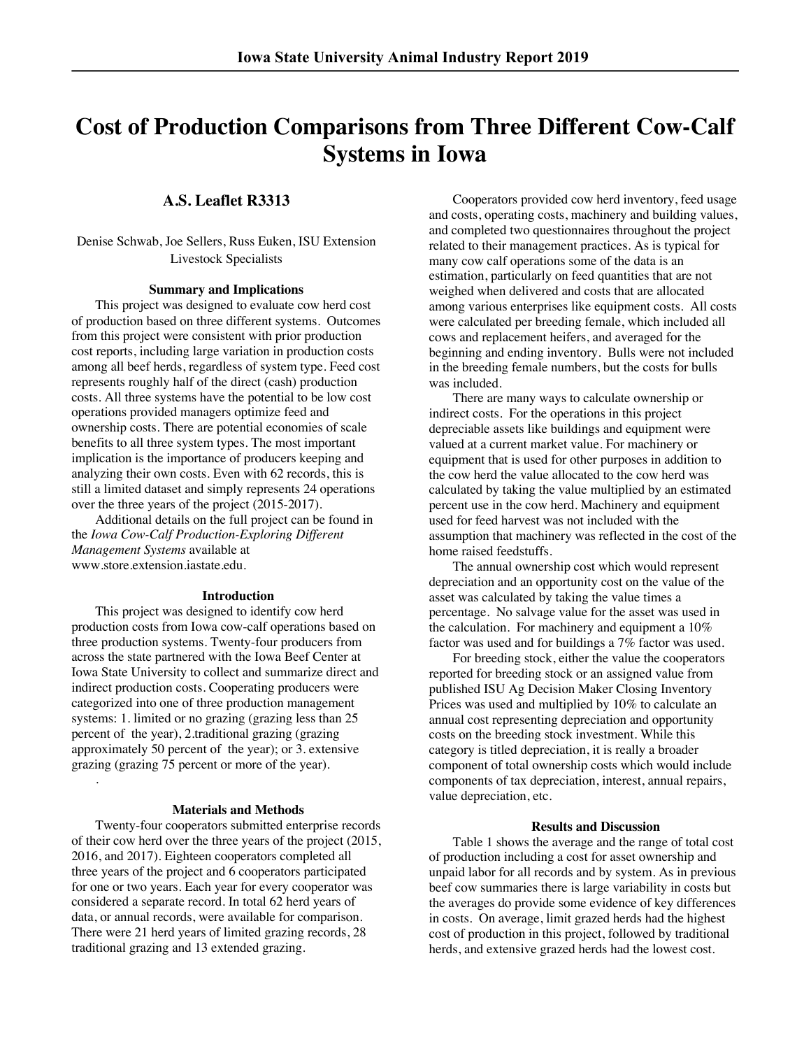# Cost of Production Comparisons from Three Different Cow-Calf Systems in Iowa

## A.S. Leaflet R3313

Denise Schwab, Joe Sellers, Russ Euken, ISU Extension Livestock Specialists

### Summary and Implications

This project was designed to evaluate cow herd cost of production based on three different systems. Outcomes from this project were consistent with prior production cost reports, including large variation in production costs among all beef herds, regardless of system type. Feed cost represents roughly half of the direct (cash) production costs. All three systems have the potential to be low cost operations provided managers optimize feed and ownership costs. There are potential economies of scale benefits to all three system types. The most important implication is the importance of producers keeping and analyzing their own costs. Even with 62 records, this is still a limited dataset and simply represents 24 operations over the three years of the project (2015-2017).

Additional details on the full project can be found in the *Iowa Cow-Calf Production-Exploring Different Management Systems* available at www.store.extension.iastate.edu.

### Introduction

This project was designed to identify cow herd production costs from Iowa cow-calf operations based on three production systems. Twenty-four producers from across the state partnered with the Iowa Beef Center at Iowa State University to collect and summarize direct and indirect production costs. Cooperating producers were categorized into one of three production management systems: 1. limited or no grazing (grazing less than 25 percent of the year), 2.traditional grazing (grazing approximately 50 percent of the year); or 3. extensive grazing (grazing 75 percent or more of the year).

.

### Materials and Methods

Twenty-four cooperators submitted enterprise records of their cow herd over the three years of the project (2015, 2016, and 2017). Eighteen cooperators completed all three years of the project and 6 cooperators participated for one or two years. Each year for every cooperator was considered a separate record. In total 62 herd years of data, or annual records, were available for comparison. There were 21 herd years of limited grazing records, 28 traditional grazing and 13 extended grazing.

Cooperators provided cow herd inventory, feed usage and costs, operating costs, machinery and building values, and completed two questionnaires throughout the project related to their management practices. As is typical for many cow calf operations some of the data is an estimation, particularly on feed quantities that are not weighed when delivered and costs that are allocated among various enterprises like equipment costs. All costs were calculated per breeding female, which included all cows and replacement heifers, and averaged for the beginning and ending inventory. Bulls were not included in the breeding female numbers, but the costs for bulls was included.

There are many ways to calculate ownership or indirect costs. For the operations in this project depreciable assets like buildings and equipment were valued at a current market value. For machinery or equipment that is used for other purposes in addition to the cow herd the value allocated to the cow herd was calculated by taking the value multiplied by an estimated percent use in the cow herd. Machinery and equipment used for feed harvest was not included with the assumption that machinery was reflected in the cost of the home raised feedstuffs.

The annual ownership cost which would represent depreciation and an opportunity cost on the value of the asset was calculated by taking the value times a percentage. No salvage value for the asset was used in the calculation. For machinery and equipment a 10% factor was used and for buildings a 7% factor was used.

For breeding stock, either the value the cooperators reported for breeding stock or an assigned value from published ISU Ag Decision Maker Closing Inventory Prices was used and multiplied by 10% to calculate an annual cost representing depreciation and opportunity costs on the breeding stock investment. While this category is titled depreciation, it is really a broader component of total ownership costs which would include components of tax depreciation, interest, annual repairs, value depreciation, etc.

### Results and Discussion

Table 1 shows the average and the range of total cost of production including a cost for asset ownership and unpaid labor for all records and by system. As in previous beef cow summaries there is large variability in costs but the averages do provide some evidence of key differences in costs. On average, limit grazed herds had the highest cost of production in this project, followed by traditional herds, and extensive grazed herds had the lowest cost.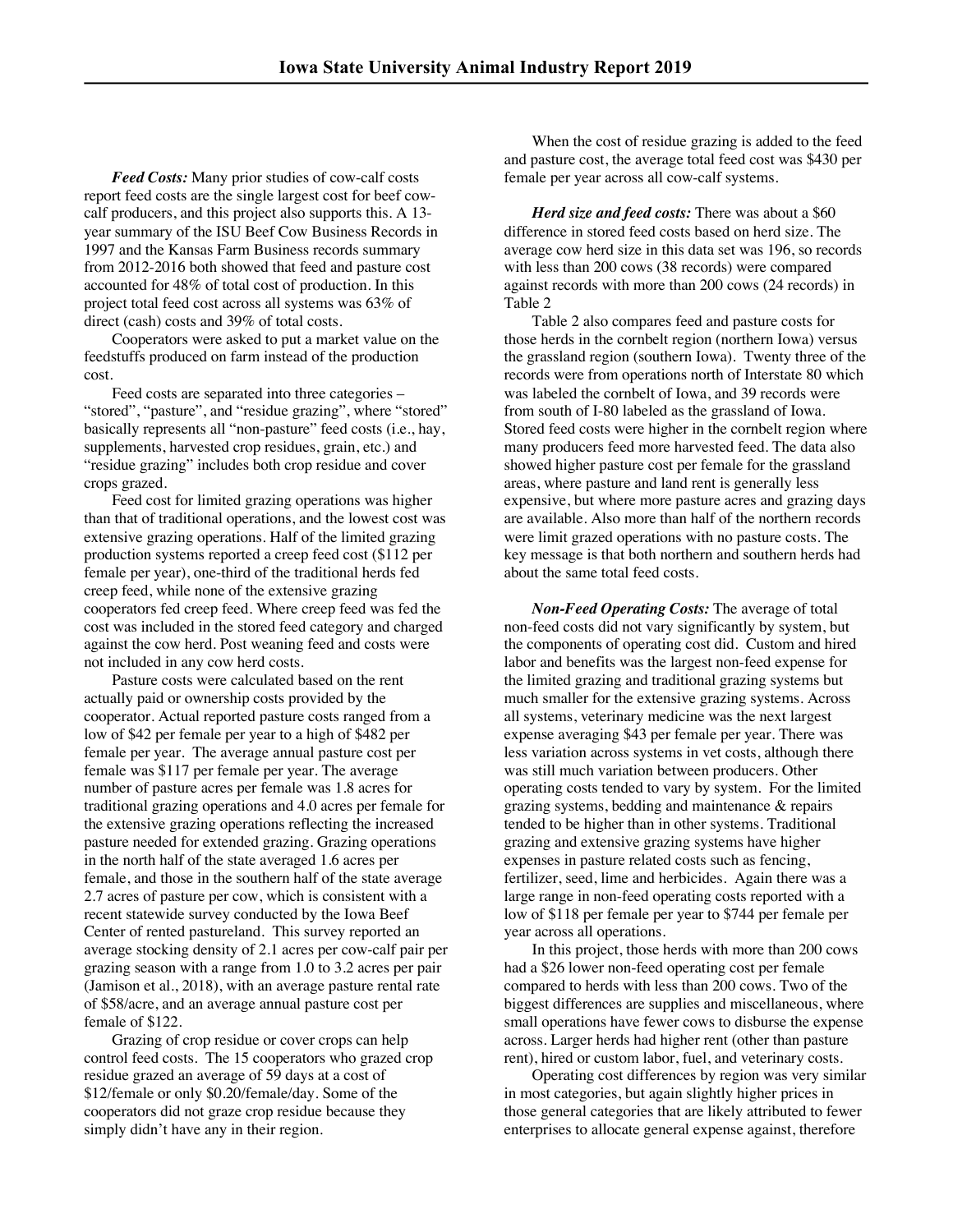*Feed Costs:* Many prior studies of cow-calf costs report feed costs are the single largest cost for beef cow-calf producers, and this project also supports this. A 13-year summary of the ISU Beef Cow Business Records in 1997 and the Kansas Farm Business records summary from 2012-2016 both showed that feed and pasture cost accounted for 48% of total cost of production. In this project total feed cost across all systems was 63% of direct (cash) costs and 39% of total costs.

Cooperators were asked to put a market value on the feedstuffs produced on farm instead of the production cost.

Feed costs are separated into three categories – "stored", "pasture", and "residue grazing", where "stored" basically represents all "non-pasture" feed costs (i.e., hay, supplements, harvested crop residues, grain, etc.) and "residue grazing" includes both crop residue and cover crops grazed.

Feed cost for limited grazing operations was higher than that of traditional operations, and the lowest cost was extensive grazing operations. Half of the limited grazing production systems reported a creep feed cost ($112 per female per year), one-third of the traditional herds fed creep feed, while none of the extensive grazing cooperators fed creep feed. Where creep feed was fed the cost was included in the stored feed category and charged against the cow herd. Post weaning feed and costs were not included in any cow herd costs.

Pasture costs were calculated based on the rent actually paid or ownership costs provided by the cooperator. Actual reported pasture costs ranged from a low of $42 per female per year to a high of $482 per female per year. The average annual pasture cost per female was $117 per female per year. The average number of pasture acres per female was 1.8 acres for traditional grazing operations and 4.0 acres per female for the extensive grazing operations reflecting the increased pasture needed for extended grazing. Grazing operations in the north half of the state averaged 1.6 acres per female, and those in the southern half of the state average 2.7 acres of pasture per cow, which is consistent with a recent statewide survey conducted by the Iowa Beef Center of rented pastureland. This survey reported an average stocking density of 2.1 acres per cow-calf pair per grazing season with a range from 1.0 to 3.2 acres per pair (Jamison et al., 2018), with an average pasture rental rate of $58/acre, and an average annual pasture cost per female of $122.

Grazing of crop residue or cover crops can help control feed costs. The 15 cooperators who grazed crop residue grazed an average of 59 days at a cost of $12/female or only $0.20/female/day. Some of the cooperators did not graze crop residue because they simply didn't have any in their region.

When the cost of residue grazing is added to the feed and pasture cost, the average total feed cost was $430 per female per year across all cow-calf systems.

*Herd size and feed costs:* There was about a $60 difference in stored feed costs based on herd size. The average cow herd size in this data set was 196, so records with less than 200 cows (38 records) were compared against records with more than 200 cows (24 records) in Table 2

Table 2 also compares feed and pasture costs for those herds in the cornbelt region (northern Iowa) versus the grassland region (southern Iowa). Twenty three of the records were from operations north of Interstate 80 which was labeled the cornbelt of Iowa, and 39 records were from south of I-80 labeled as the grassland of Iowa. Stored feed costs were higher in the cornbelt region where many producers feed more harvested feed. The data also showed higher pasture cost per female for the grassland areas, where pasture and land rent is generally less expensive, but where more pasture acres and grazing days are available. Also more than half of the northern records were limit grazed operations with no pasture costs. The key message is that both northern and southern herds had about the same total feed costs.

*Non-Feed Operating Costs:* The average of total non-feed costs did not vary significantly by system, but the components of operating cost did. Custom and hired labor and benefits was the largest non-feed expense for the limited grazing and traditional grazing systems but much smaller for the extensive grazing systems. Across all systems, veterinary medicine was the next largest expense averaging $43 per female per year. There was less variation across systems in vet costs, although there was still much variation between producers. Other operating costs tended to vary by system. For the limited grazing systems, bedding and maintenance & repairs tended to be higher than in other systems. Traditional grazing and extensive grazing systems have higher expenses in pasture related costs such as fencing, fertilizer, seed, lime and herbicides. Again there was a large range in non-feed operating costs reported with a low of $118 per female per year to $744 per female per year across all operations.

In this project, those herds with more than 200 cows had a $26 lower non-feed operating cost per female compared to herds with less than 200 cows. Two of the biggest differences are supplies and miscellaneous, where small operations have fewer cows to disburse the expense across. Larger herds had higher rent (other than pasture rent), hired or custom labor, fuel, and veterinary costs.

Operating cost differences by region was very similar in most categories, but again slightly higher prices in those general categories that are likely attributed to fewer enterprises to allocate general expense against, therefore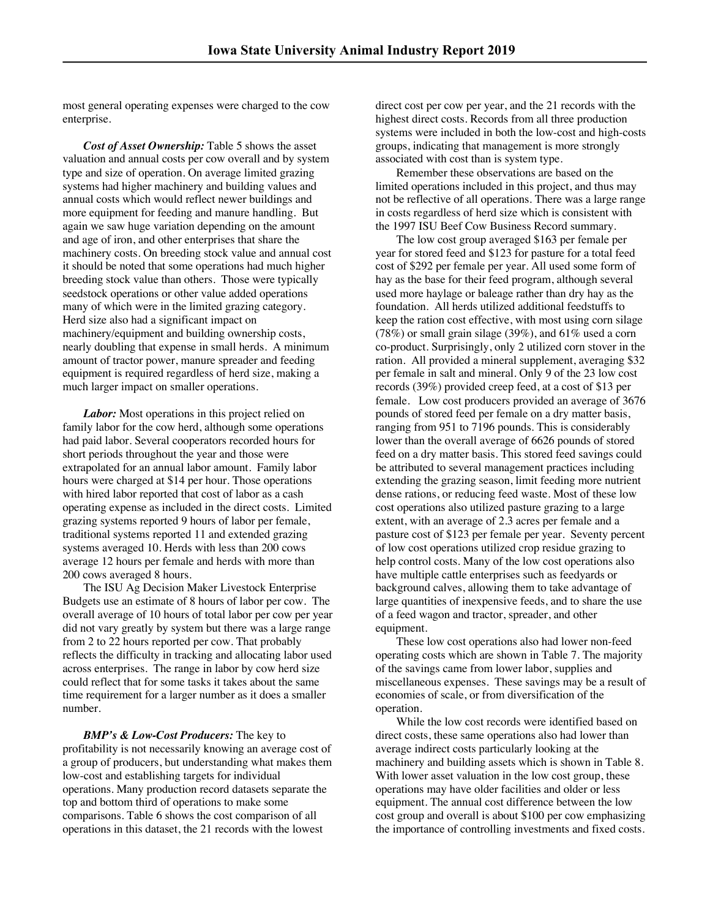most general operating expenses were charged to the cow enterprise.

***Cost of Asset Ownership:*** Table 5 shows the asset valuation and annual costs per cow overall and by system type and size of operation. On average limited grazing systems had higher machinery and building values and annual costs which would reflect newer buildings and more equipment for feeding and manure handling. But again we saw huge variation depending on the amount and age of iron, and other enterprises that share the machinery costs. On breeding stock value and annual cost it should be noted that some operations had much higher breeding stock value than others. Those were typically seedstock operations or other value added operations many of which were in the limited grazing category. Herd size also had a significant impact on machinery/equipment and building ownership costs, nearly doubling that expense in small herds. A minimum amount of tractor power, manure spreader and feeding equipment is required regardless of herd size, making a much larger impact on smaller operations.

***Labor:*** Most operations in this project relied on family labor for the cow herd, although some operations had paid labor. Several cooperators recorded hours for short periods throughout the year and those were extrapolated for an annual labor amount. Family labor hours were charged at $14 per hour. Those operations with hired labor reported that cost of labor as a cash operating expense as included in the direct costs. Limited grazing systems reported 9 hours of labor per female, traditional systems reported 11 and extended grazing systems averaged 10. Herds with less than 200 cows average 12 hours per female and herds with more than 200 cows averaged 8 hours.

The ISU Ag Decision Maker Livestock Enterprise Budgets use an estimate of 8 hours of labor per cow. The overall average of 10 hours of total labor per cow per year did not vary greatly by system but there was a large range from 2 to 22 hours reported per cow. That probably reflects the difficulty in tracking and allocating labor used across enterprises. The range in labor by cow herd size could reflect that for some tasks it takes about the same time requirement for a larger number as it does a smaller number.

***BMP's & Low-Cost Producers:*** The key to profitability is not necessarily knowing an average cost of a group of producers, but understanding what makes them low-cost and establishing targets for individual operations. Many production record datasets separate the top and bottom third of operations to make some comparisons. Table 6 shows the cost comparison of all operations in this dataset, the 21 records with the lowest direct cost per cow per year, and the 21 records with the highest direct costs. Records from all three production systems were included in both the low-cost and high-costs groups, indicating that management is more strongly associated with cost than is system type.

Remember these observations are based on the limited operations included in this project, and thus may not be reflective of all operations. There was a large range in costs regardless of herd size which is consistent with the 1997 ISU Beef Cow Business Record summary.

The low cost group averaged $163 per female per year for stored feed and $123 for pasture for a total feed cost of $292 per female per year. All used some form of hay as the base for their feed program, although several used more haylage or baleage rather than dry hay as the foundation. All herds utilized additional feedstuffs to keep the ration cost effective, with most using corn silage (78%) or small grain silage (39%), and 61% used a corn co-product. Surprisingly, only 2 utilized corn stover in the ration. All provided a mineral supplement, averaging $32 per female in salt and mineral. Only 9 of the 23 low cost records (39%) provided creep feed, at a cost of $13 per female. Low cost producers provided an average of 3676 pounds of stored feed per female on a dry matter basis, ranging from 951 to 7196 pounds. This is considerably lower than the overall average of 6626 pounds of stored feed on a dry matter basis. This stored feed savings could be attributed to several management practices including extending the grazing season, limit feeding more nutrient dense rations, or reducing feed waste. Most of these low cost operations also utilized pasture grazing to a large extent, with an average of 2.3 acres per female and a pasture cost of $123 per female per year. Seventy percent of low cost operations utilized crop residue grazing to help control costs. Many of the low cost operations also have multiple cattle enterprises such as feedyards or background calves, allowing them to take advantage of large quantities of inexpensive feeds, and to share the use of a feed wagon and tractor, spreader, and other equipment.

These low cost operations also had lower non-feed operating costs which are shown in Table 7. The majority of the savings came from lower labor, supplies and miscellaneous expenses. These savings may be a result of economies of scale, or from diversification of the operation.

While the low cost records were identified based on direct costs, these same operations also had lower than average indirect costs particularly looking at the machinery and building assets which is shown in Table 8. With lower asset valuation in the low cost group, these operations may have older facilities and older or less equipment. The annual cost difference between the low cost group and overall is about $100 per cow emphasizing the importance of controlling investments and fixed costs.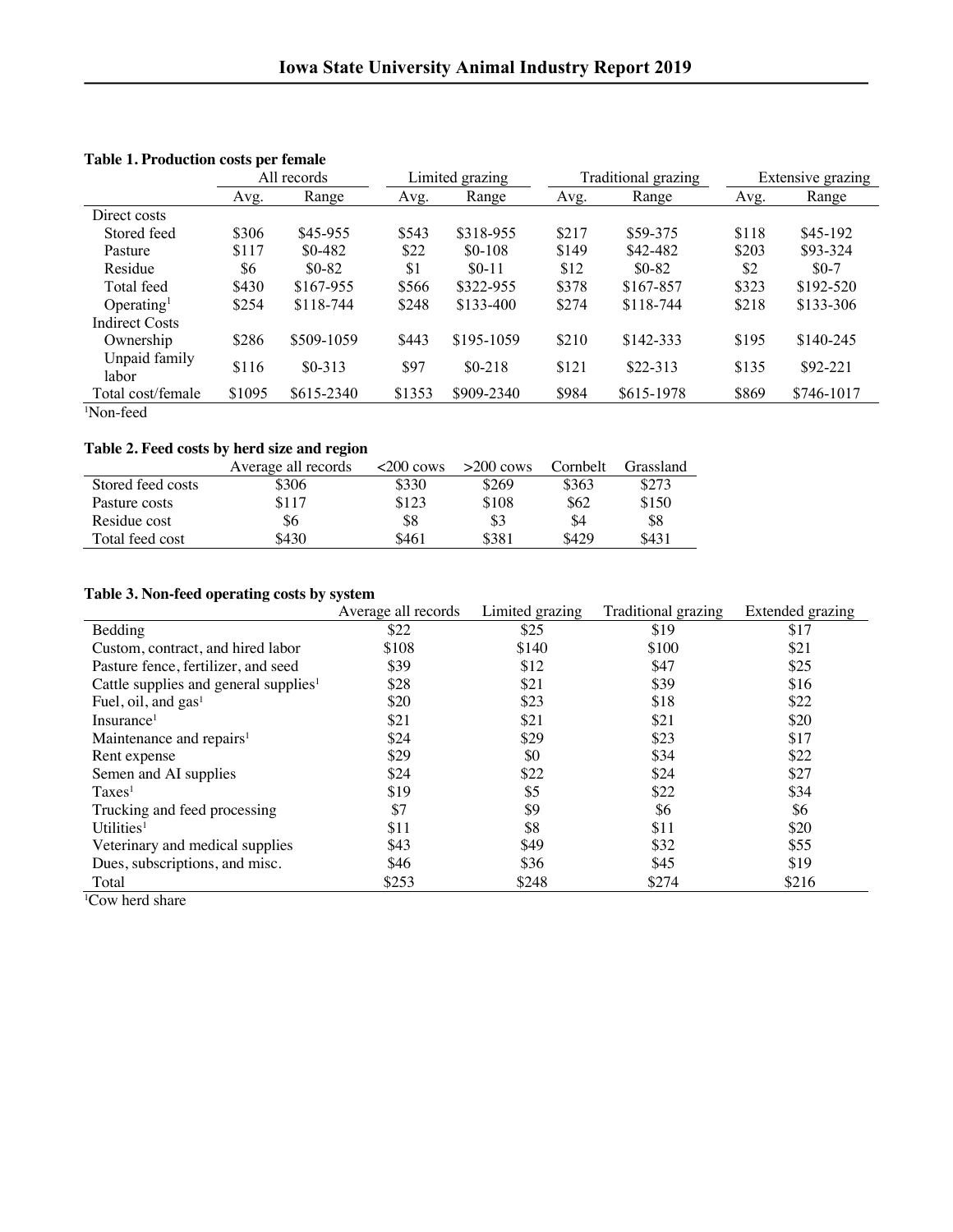**Table 1. Production costs per female**

| | All records | | Limited grazing | | Traditional grazing | | Extensive grazing | |
|---|---|---|---|---|---|---|---|---|
| | Avg. | Range | Avg. | Range | Avg. | Range | Avg. | Range |
| Direct costs | | | | | | | | |
| Stored feed | $306 | $45-955 | $543 | $318-955 | $217 | $59-375 | $118 | $45-192 |
| Pasture | $117 | $0-482 | $22 | $0-108 | $149 | $42-482 | $203 | $93-324 |
| Residue | $6 | $0-82 | $1 | $0-11 | $12 | $0-82 | $2 | $0-7 |
| Total feed | $430 | $167-955 | $566 | $322-955 | $378 | $167-857 | $323 | $192-520 |
| Operating[1] | $254 | $118-744 | $248 | $133-400 | $274 | $118-744 | $218 | $133-306 |
| Indirect Costs | | | | | | | | |
| Ownership | $286 | $509-1059 | $443 | $195-1059 | $210 | $142-333 | $195 | $140-245 |
| Unpaid family labor | $116 | $0-313 | $97 | $0-218 | $121 | $22-313 | $135 | $92-221 |
| Total cost/female | $1095 | $615-2340 | $1353 | $909-2340 | $984 | $615-1978 | $869 | $746-1017 |

[1]Non-feed

**Table 2. Feed costs by herd size and region**

| | Average all records | <200 cows | >200 cows | Cornbelt | Grassland |
|---|---|---|---|---|---|
| Stored feed costs | $306 | $330 | $269 | $363 | $273 |
| Pasture costs | $117 | $123 | $108 | $62 | $150 |
| Residue cost | $6 | $8 | $3 | $4 | $8 |
| Total feed cost | $430 | $461 | $381 | $429 | $431 |

**Table 3. Non-feed operating costs by system**

| | Average all records | Limited grazing | Traditional grazing | Extended grazing |
|---|---|---|---|---|
| Bedding | $22 | $25 | $19 | $17 |
| Custom, contract, and hired labor | $108 | $140 | $100 | $21 |
| Pasture fence, fertilizer, and seed | $39 | $12 | $47 | $25 |
| Cattle supplies and general supplies[1] | $28 | $21 | $39 | $16 |
| Fuel, oil, and gas[1] | $20 | $23 | $18 | $22 |
| Insurance[1] | $21 | $21 | $21 | $20 |
| Maintenance and repairs[1] | $24 | $29 | $23 | $17 |
| Rent expense | $29 | $0 | $34 | $22 |
| Semen and AI supplies | $24 | $22 | $24 | $27 |
| Taxes[1] | $19 | $5 | $22 | $34 |
| Trucking and feed processing | $7 | $9 | $6 | $6 |
| Utilities[1] | $11 | $8 | $11 | $20 |
| Veterinary and medical supplies | $43 | $49 | $32 | $55 |
| Dues, subscriptions, and misc. | $46 | $36 | $45 | $19 |
| Total | $253 | $248 | $274 | $216 |

[1]Cow herd share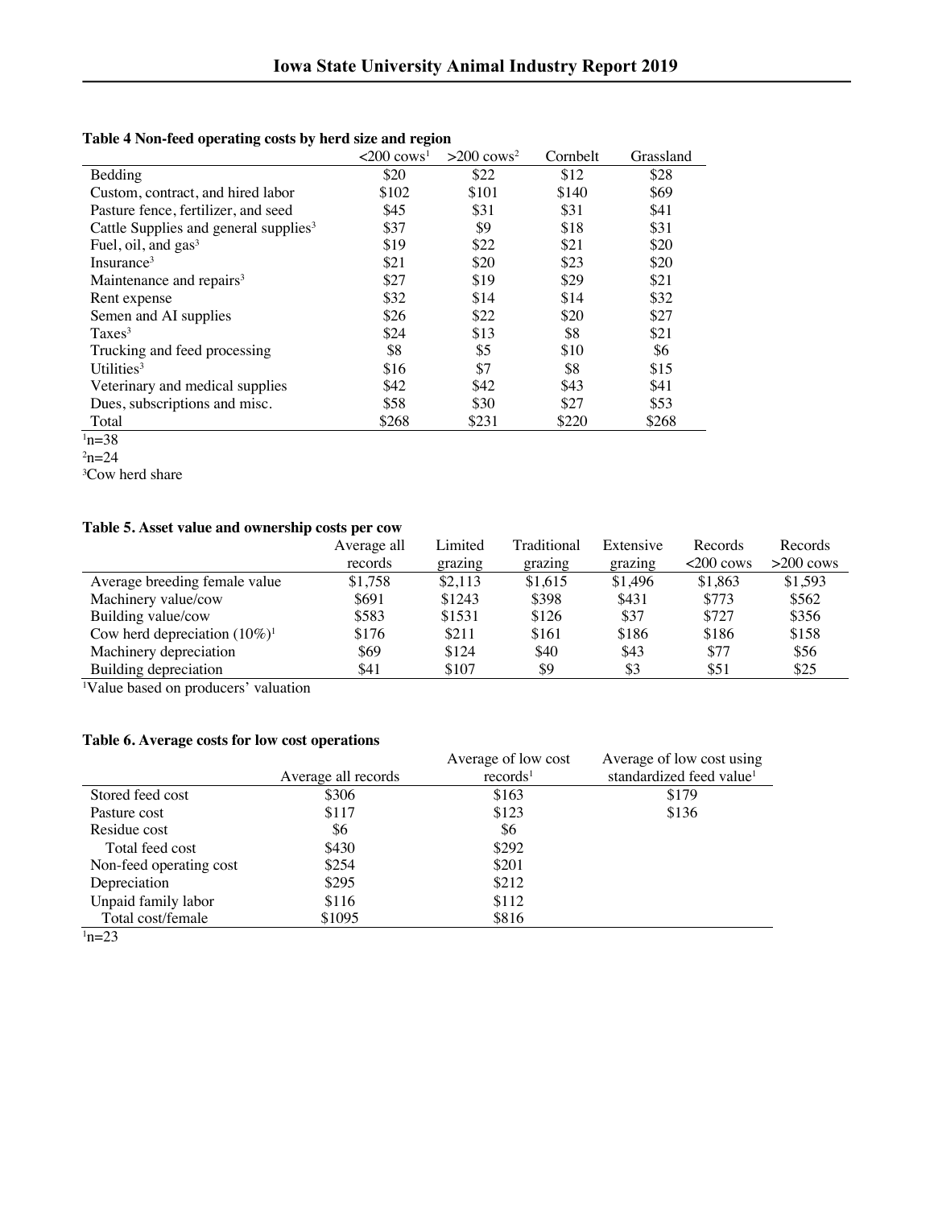**Table 4 Non-feed operating costs by herd size and region**

| | <200 cows[1] | >200 cows[2] | Cornbelt | Grassland |
|---|---|---|---|---|
| Bedding | $20 | $22 | $12 | $28 |
| Custom, contract, and hired labor | $102 | $101 | $140 | $69 |
| Pasture fence, fertilizer, and seed | $45 | $31 | $31 | $41 |
| Cattle Supplies and general supplies[3] | $37 | $9 | $18 | $31 |
| Fuel, oil, and gas[3] | $19 | $22 | $21 | $20 |
| Insurance[3] | $21 | $20 | $23 | $20 |
| Maintenance and repairs[3] | $27 | $19 | $29 | $21 |
| Rent expense | $32 | $14 | $14 | $32 |
| Semen and AI supplies | $26 | $22 | $20 | $27 |
| Taxes[3] | $24 | $13 | $8 | $21 |
| Trucking and feed processing | $8 | $5 | $10 | $6 |
| Utilities[3] | $16 | $7 | $8 | $15 |
| Veterinary and medical supplies | $42 | $42 | $43 | $41 |
| Dues, subscriptions and misc. | $58 | $30 | $27 | $53 |
| Total | $268 | $231 | $220 | $268 |

[1]n=38
[2]n=24
[3]Cow herd share

**Table 5. Asset value and ownership costs per cow**

| | Average all records | Limited grazing | Traditional grazing | Extensive grazing | Records <200 cows | Records >200 cows |
|---|---|---|---|---|---|---|
| Average breeding female value | $1,758 | $2,113 | $1,615 | $1,496 | $1,863 | $1,593 |
| Machinery value/cow | $691 | $1243 | $398 | $431 | $773 | $562 |
| Building value/cow | $583 | $1531 | $126 | $37 | $727 | $356 |
| Cow herd depreciation (10%)[1] | $176 | $211 | $161 | $186 | $186 | $158 |
| Machinery depreciation | $69 | $124 | $40 | $43 | $77 | $56 |
| Building depreciation | $41 | $107 | $9 | $3 | $51 | $25 |

[1]Value based on producers' valuation

**Table 6. Average costs for low cost operations**

| | Average all records | Average of low cost records[1] | Average of low cost using standardized feed value[1] |
|---|---|---|---|
| Stored feed cost | $306 | $163 | $179 |
| Pasture cost | $117 | $123 | $136 |
| Residue cost | $6 | $6 | |
| Total feed cost | $430 | $292 | |
| Non-feed operating cost | $254 | $201 | |
| Depreciation | $295 | $212 | |
| Unpaid family labor | $116 | $112 | |
| Total cost/female | $1095 | $816 | |

[1]n=23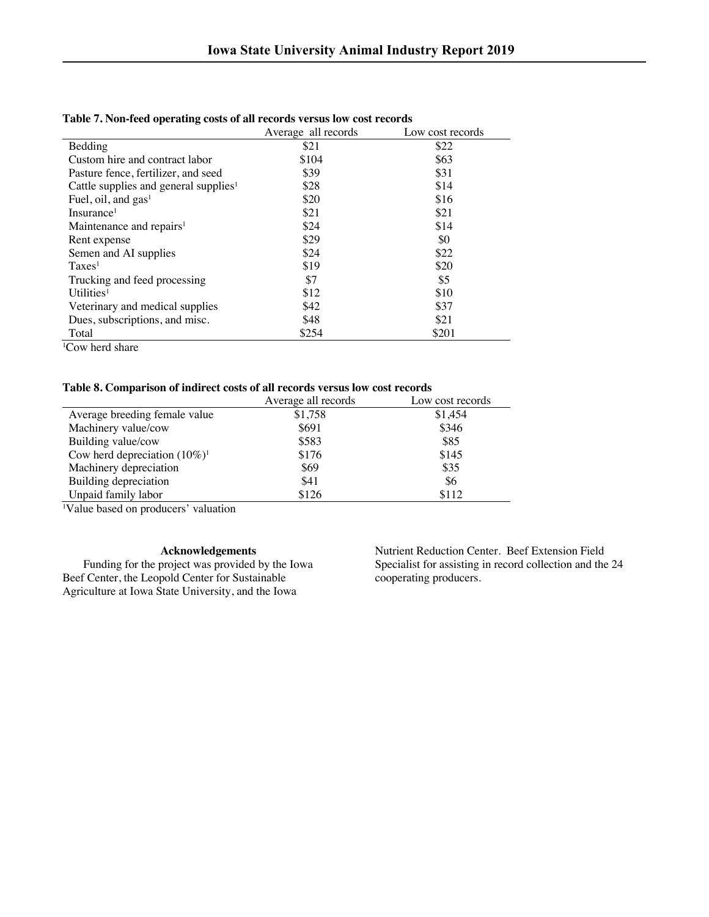**Table 7. Non-feed operating costs of all records versus low cost records**

| | Average all records | Low cost records |
|---|---|---|
| Bedding | $21 | $22 |
| Custom hire and contract labor | $104 | $63 |
| Pasture fence, fertilizer, and seed | $39 | $31 |
| Cattle supplies and general supplies[1] | $28 | $14 |
| Fuel, oil, and gas[1] | $20 | $16 |
| Insurance[1] | $21 | $21 |
| Maintenance and repairs[1] | $24 | $14 |
| Rent expense | $29 | $0 |
| Semen and AI supplies | $24 | $22 |
| Taxes[1] | $19 | $20 |
| Trucking and feed processing | $7 | $5 |
| Utilities[1] | $12 | $10 |
| Veterinary and medical supplies | $42 | $37 |
| Dues, subscriptions, and misc. | $48 | $21 |
| Total | $254 | $201 |

[1]Cow herd share

**Table 8. Comparison of indirect costs of all records versus low cost records**

| | Average all records | Low cost records |
|---|---|---|
| Average breeding female value | $1,758 | $1,454 |
| Machinery value/cow | $691 | $346 |
| Building value/cow | $583 | $85 |
| Cow herd depreciation (10%)[1] | $176 | $145 |
| Machinery depreciation | $69 | $35 |
| Building depreciation | $41 | $6 |
| Unpaid family labor | $126 | $112 |

[1]Value based on producers' valuation

### Acknowledgements

Funding for the project was provided by the Iowa Beef Center, the Leopold Center for Sustainable Agriculture at Iowa State University, and the Iowa Nutrient Reduction Center. Beef Extension Field Specialist for assisting in record collection and the 24 cooperating producers.